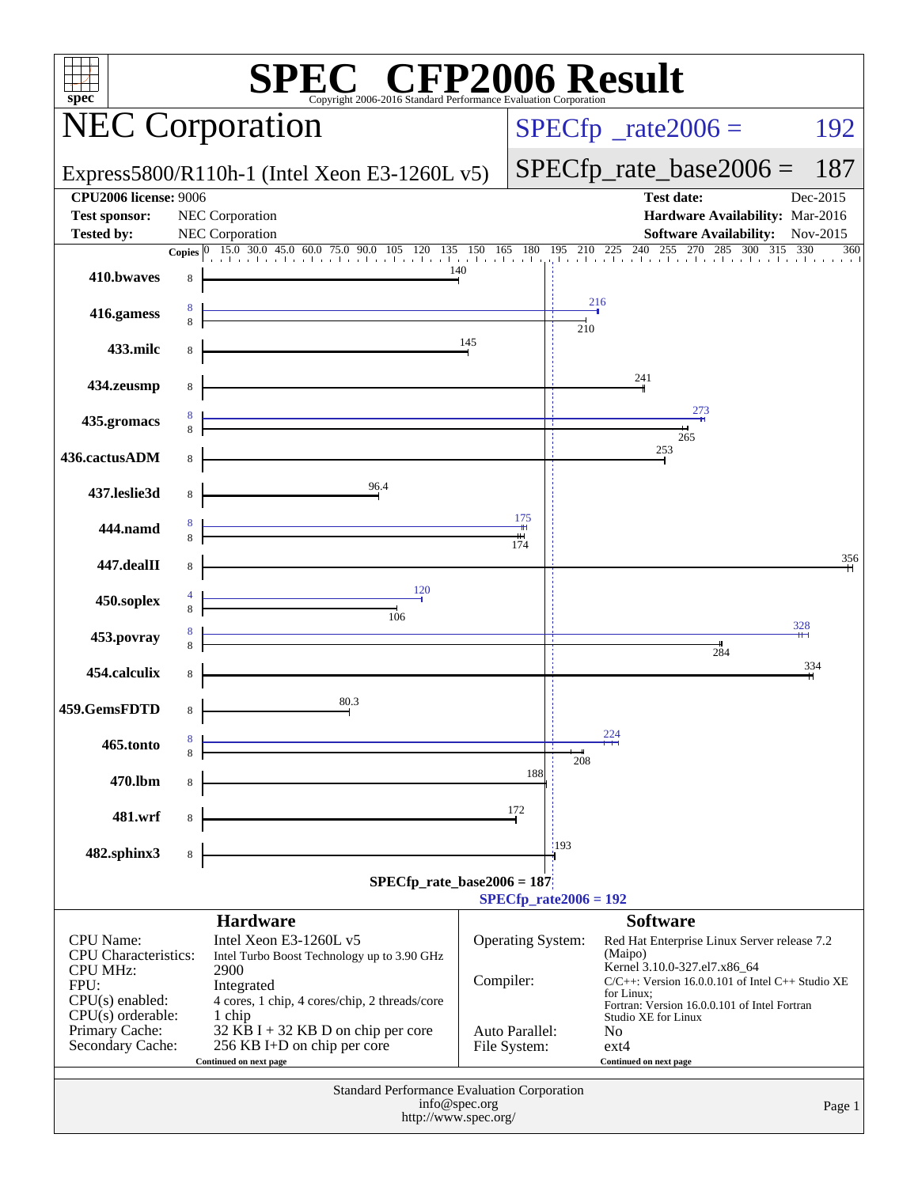# SPEC CFP2006 Result

Copyright 2006-2016 Standard Performance Evaluation Corporation

## NEC Corporation

Express5800/R110h-1 (Intel Xeon E3-1260L v5)

SPECfp_rate2006 = 192

SPECfp_rate_base2006 = 187

| | | | |
|---|---|---|---|
| **CPU2006 license:** 9006 | | **Test date:** | Dec-2015 |
| **Test sponsor:** | NEC Corporation | **Hardware Availability:** | Mar-2016 |
| **Tested by:** | NEC Corporation | **Software Availability:** | Nov-2015 |

| Benchmark | Copies (peak) | Copies (base) | Peak | Base |
|---|---|---|---|---|
| 410.bwaves | | 8 | | 140 |
| 416.gamess | 8 | 8 | 216 | 210 |
| 433.milc | | 8 | | 145 |
| 434.zeusmp | | 8 | | 241 |
| 435.gromacs | 8 | 8 | 273 | 265 |
| 436.cactusADM | | 8 | | 253 |
| 437.leslie3d | | 8 | | 96.4 |
| 444.namd | 8 | 8 | 175 | 174 |
| 447.dealII | | 8 | | 356 |
| 450.soplex | 4 | 8 | 120 | 106 |
| 453.povray | 8 | 8 | 328 | 284 |
| 454.calculix | | 8 | | 334 |
| 459.GemsFDTD | | 8 | | 80.3 |
| 465.tonto | 8 | 8 | 224 | 208 |
| 470.lbm | | 8 | | 188 |
| 481.wrf | | 8 | | 172 |
| 482.sphinx3 | | 8 | | 193 |

SPECfp_rate_base2006 = 187

SPECfp_rate2006 = 192

### Hardware

| | |
|---|---|
| CPU Name: | Intel Xeon E3-1260L v5 |
| CPU Characteristics: | Intel Turbo Boost Technology up to 3.90 GHz |
| CPU MHz: | 2900 |
| FPU: | Integrated |
| CPU(s) enabled: | 4 cores, 1 chip, 4 cores/chip, 2 threads/core |
| CPU(s) orderable: | 1 chip |
| Primary Cache: | 32 KB I + 32 KB D on chip per core |
| Secondary Cache: | 256 KB I+D on chip per core |

Continued on next page

### Software

| | |
|---|---|
| Operating System: | Red Hat Enterprise Linux Server release 7.2 (Maipo) Kernel 3.10.0-327.el7.x86_64 |
| Compiler: | C/C++: Version 16.0.0.101 of Intel C++ Studio XE for Linux; Fortran: Version 16.0.0.101 of Intel Fortran Studio XE for Linux |
| Auto Parallel: | No |
| File System: | ext4 |

Continued on next page

Standard Performance Evaluation Corporation
info@spec.org
http://www.spec.org/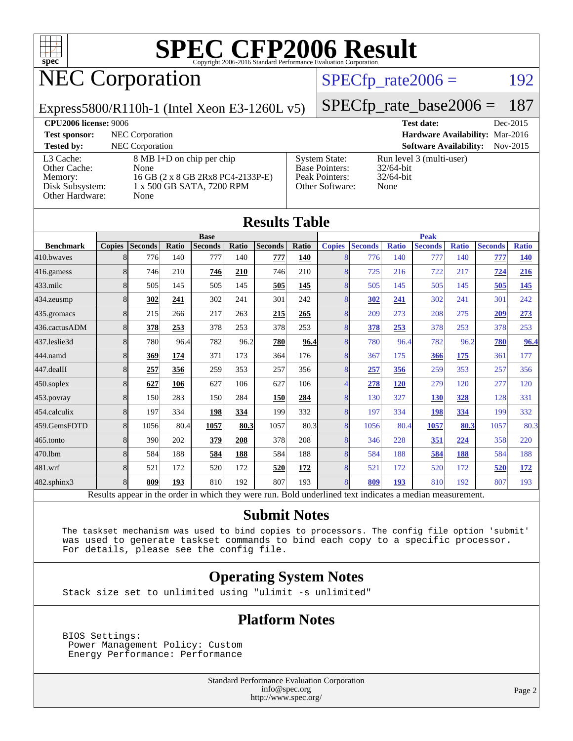# SPEC CFP2006 Result

Copyright 2006-2016 Standard Performance Evaluation Corporation

## NEC Corporation

Express5800/R110h-1 (Intel Xeon E3-1260L v5)

SPECfp_rate2006 = 192

SPECfp_rate_base2006 = 187

| | | | |
|---|---|---|---|
| **CPU2006 license:** 9006 | | **Test date:** | Dec-2015 |
| **Test sponsor:** | NEC Corporation | **Hardware Availability:** | Mar-2016 |
| **Tested by:** | NEC Corporation | **Software Availability:** | Nov-2015 |

| | | | |
|---|---|---|---|
| L3 Cache: | 8 MB I+D on chip per chip | System State: | Run level 3 (multi-user) |
| Other Cache: | None | Base Pointers: | 32/64-bit |
| Memory: | 16 GB (2 x 8 GB 2Rx8 PC4-2133P-E) | Peak Pointers: | 32/64-bit |
| Disk Subsystem: | 1 x 500 GB SATA, 7200 RPM | Other Software: | None |
| Other Hardware: | None | | |

## Results Table

| Benchmark | Base | | | | | | | Peak | | | | | | |
|---|---|---|---|---|---|---|---|---|---|---|---|---|---|---|
| | Copies | Seconds | Ratio | Seconds | Ratio | Seconds | Ratio | Copies | Seconds | Ratio | Seconds | Ratio | Seconds | Ratio |
| 410.bwaves | 8 | 776 | 140 | 777 | 140 | **777** | **140** | 8 | 776 | 140 | 777 | 140 | **777** | **140** |
| 416.gamess | 8 | 746 | 210 | **746** | **210** | 746 | 210 | 8 | 725 | 216 | 722 | 217 | **724** | **216** |
| 433.milc | 8 | 505 | 145 | 505 | 145 | **505** | **145** | 8 | 505 | 145 | 505 | 145 | **505** | **145** |
| 434.zeusmp | 8 | **302** | **241** | 302 | 241 | 301 | 242 | 8 | **302** | **241** | 302 | 241 | 301 | 242 |
| 435.gromacs | 8 | 215 | 266 | 217 | 263 | **215** | **265** | 8 | 209 | 273 | 208 | 275 | **209** | **273** |
| 436.cactusADM | 8 | **378** | **253** | 378 | 253 | 378 | 253 | 8 | **378** | **253** | 378 | 253 | 378 | 253 |
| 437.leslie3d | 8 | 780 | 96.4 | 782 | 96.2 | **780** | **96.4** | 8 | 780 | 96.4 | 782 | 96.2 | **780** | **96.4** |
| 444.namd | 8 | **369** | **174** | 371 | 173 | 364 | 176 | 8 | 367 | 175 | **366** | **175** | 361 | 177 |
| 447.dealII | 8 | **257** | **356** | 259 | 353 | 257 | 356 | 8 | **257** | **356** | 259 | 353 | 257 | 356 |
| 450.soplex | 8 | **627** | **106** | 627 | 106 | 627 | 106 | 4 | **278** | **120** | 279 | 120 | 277 | 120 |
| 453.povray | 8 | 150 | 283 | 150 | 284 | **150** | **284** | 8 | 130 | 327 | **130** | **328** | 128 | 331 |
| 454.calculix | 8 | 197 | 334 | **198** | **334** | 199 | 332 | 8 | 197 | 334 | **198** | **334** | 199 | 332 |
| 459.GemsFDTD | 8 | 1056 | 80.4 | **1057** | **80.3** | 1057 | 80.3 | 8 | 1056 | 80.4 | **1057** | **80.3** | 1057 | 80.3 |
| 465.tonto | 8 | 390 | 202 | **379** | **208** | 378 | 208 | 8 | 346 | 228 | **351** | **224** | 358 | 220 |
| 470.lbm | 8 | 584 | 188 | **584** | **188** | 584 | 188 | 8 | 584 | 188 | **584** | **188** | 584 | 188 |
| 481.wrf | 8 | 521 | 172 | 520 | 172 | **520** | **172** | 8 | 521 | 172 | 520 | 172 | **520** | **172** |
| 482.sphinx3 | 8 | **809** | **193** | 810 | 192 | 807 | 193 | 8 | **809** | **193** | 810 | 192 | 807 | 193 |

Results appear in the order in which they were run. Bold underlined text indicates a median measurement.

## Submit Notes

```
The taskset mechanism was used to bind copies to processors. The config file option 'submit'
was used to generate taskset commands to bind each copy to a specific processor.
For details, please see the config file.
```

## Operating System Notes

```
Stack size set to unlimited using "ulimit -s unlimited"
```

## Platform Notes

```
BIOS Settings:
 Power Management Policy: Custom
 Energy Performance: Performance
```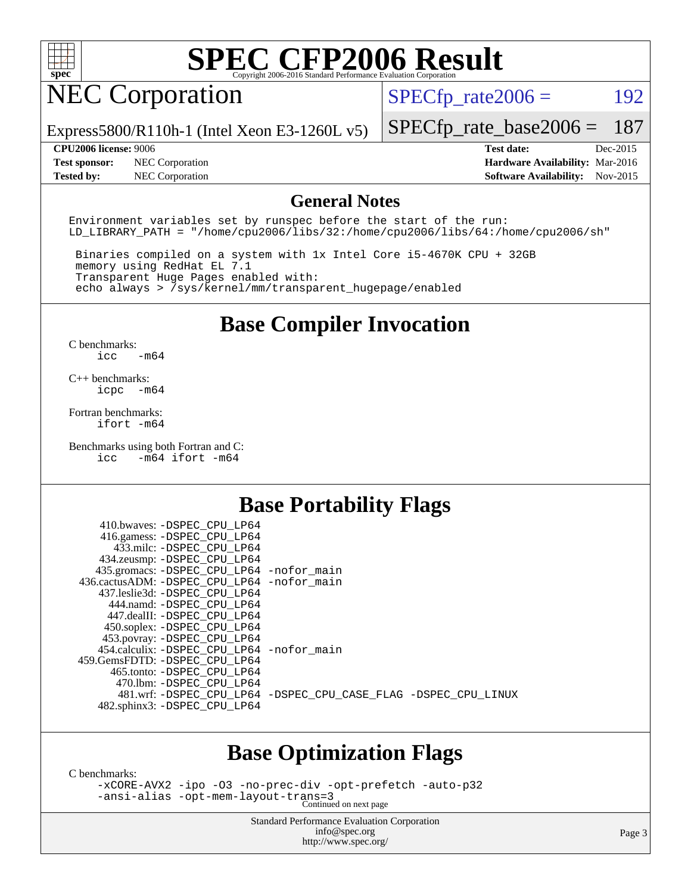# SPEC CFP2006 Result

## NEC Corporation

Express5800/R110h-1 (Intel Xeon E3-1260L v5)

SPECfp_rate2006 = 192

SPECfp_rate_base2006 = 187

| | | | |
|---|---|---|---|
| **CPU2006 license:** | 9006 | **Test date:** | Dec-2015 |
| **Test sponsor:** | NEC Corporation | **Hardware Availability:** | Mar-2016 |
| **Tested by:** | NEC Corporation | **Software Availability:** | Nov-2015 |

## General Notes

```
Environment variables set by runspec before the start of the run:
LD_LIBRARY_PATH = "/home/cpu2006/libs/32:/home/cpu2006/libs/64:/home/cpu2006/sh"

 Binaries compiled on a system with 1x Intel Core i5-4670K CPU + 32GB
 memory using RedHat EL 7.1
 Transparent Huge Pages enabled with:
 echo always > /sys/kernel/mm/transparent_hugepage/enabled
```

## Base Compiler Invocation

C benchmarks:
```
icc   -m64
```

C++ benchmarks:
```
icpc  -m64
```

Fortran benchmarks:
```
ifort -m64
```

Benchmarks using both Fortran and C:
```
icc   -m64 ifort -m64
```

## Base Portability Flags

```
     410.bwaves: -DSPEC_CPU_LP64
     416.gamess: -DSPEC_CPU_LP64
       433.milc: -DSPEC_CPU_LP64
     434.zeusmp: -DSPEC_CPU_LP64
    435.gromacs: -DSPEC_CPU_LP64 -nofor_main
 436.cactusADM: -DSPEC_CPU_LP64 -nofor_main
    437.leslie3d: -DSPEC_CPU_LP64
       444.namd: -DSPEC_CPU_LP64
     447.dealII: -DSPEC_CPU_LP64
     450.soplex: -DSPEC_CPU_LP64
     453.povray: -DSPEC_CPU_LP64
   454.calculix: -DSPEC_CPU_LP64 -nofor_main
 459.GemsFDTD: -DSPEC_CPU_LP64
      465.tonto: -DSPEC_CPU_LP64
        470.lbm: -DSPEC_CPU_LP64
        481.wrf: -DSPEC_CPU_LP64 -DSPEC_CPU_CASE_FLAG -DSPEC_CPU_LINUX
    482.sphinx3: -DSPEC_CPU_LP64
```

## Base Optimization Flags

C benchmarks:
```
-xCORE-AVX2 -ipo -O3 -no-prec-div -opt-prefetch -auto-p32
-ansi-alias -opt-mem-layout-trans=3
```

Continued on next page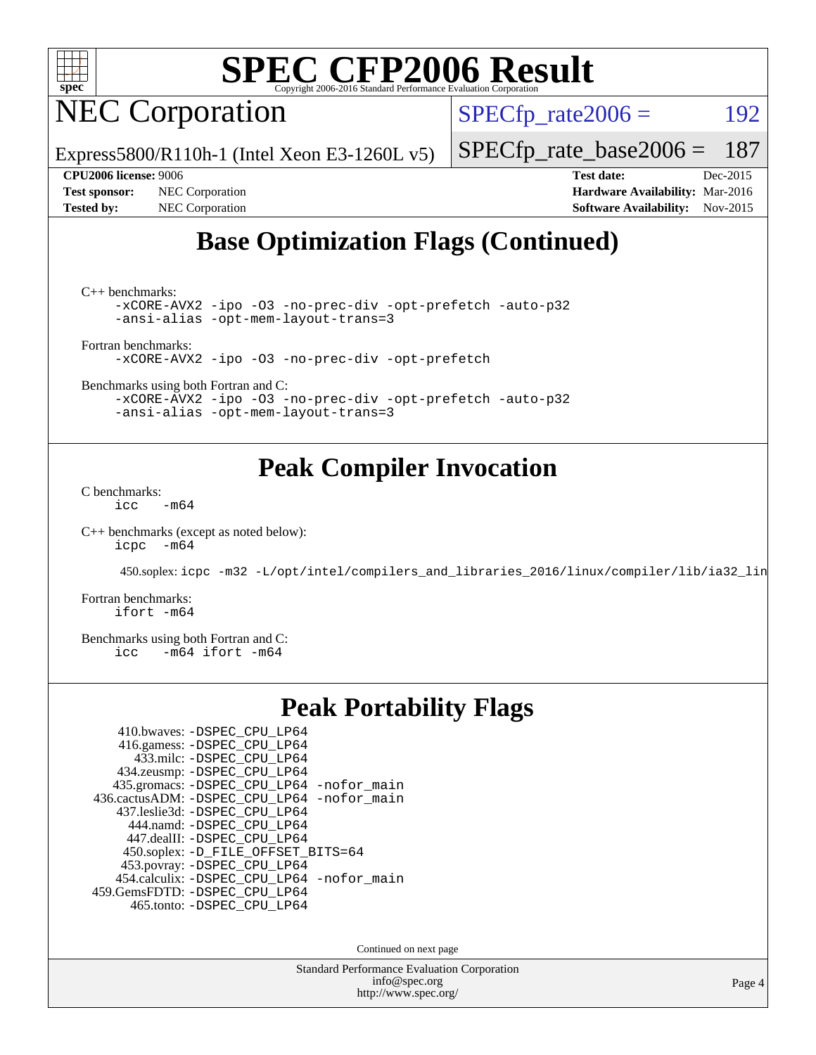# SPEC CFP2006 Result

Copyright 2006-2016 Standard Performance Evaluation Corporation

## NEC Corporation

Express5800/R110h-1 (Intel Xeon E3-1260L v5)

SPECfp_rate2006 = 192

SPECfp_rate_base2006 = 187

**CPU2006 license:** 9006
**Test sponsor:** NEC Corporation
**Tested by:** NEC Corporation

**Test date:** Dec-2015
**Hardware Availability:** Mar-2016
**Software Availability:** Nov-2015

## Base Optimization Flags (Continued)

C++ benchmarks:

```
-xCORE-AVX2 -ipo -O3 -no-prec-div -opt-prefetch -auto-p32
-ansi-alias -opt-mem-layout-trans=3
```

Fortran benchmarks:

```
-xCORE-AVX2 -ipo -O3 -no-prec-div -opt-prefetch
```

Benchmarks using both Fortran and C:

```
-xCORE-AVX2 -ipo -O3 -no-prec-div -opt-prefetch -auto-p32
-ansi-alias -opt-mem-layout-trans=3
```

## Peak Compiler Invocation

C benchmarks:

```
icc   -m64
```

C++ benchmarks (except as noted below):

```
icpc   -m64
```

450.soplex: `icpc -m32 -L/opt/intel/compilers_and_libraries_2016/linux/compiler/lib/ia32_lin`

Fortran benchmarks:

```
ifort -m64
```

Benchmarks using both Fortran and C:

```
icc   -m64 ifort -m64
```

## Peak Portability Flags

410.bwaves: `-DSPEC_CPU_LP64`
416.gamess: `-DSPEC_CPU_LP64`
433.milc: `-DSPEC_CPU_LP64`
434.zeusmp: `-DSPEC_CPU_LP64`
435.gromacs: `-DSPEC_CPU_LP64 -nofor_main`
436.cactusADM: `-DSPEC_CPU_LP64 -nofor_main`
437.leslie3d: `-DSPEC_CPU_LP64`
444.namd: `-DSPEC_CPU_LP64`
447.dealII: `-DSPEC_CPU_LP64`
450.soplex: `-D_FILE_OFFSET_BITS=64`
453.povray: `-DSPEC_CPU_LP64`
454.calculix: `-DSPEC_CPU_LP64 -nofor_main`
459.GemsFDTD: `-DSPEC_CPU_LP64`
465.tonto: `-DSPEC_CPU_LP64`

Continued on next page

Standard Performance Evaluation Corporation
info@spec.org
http://www.spec.org/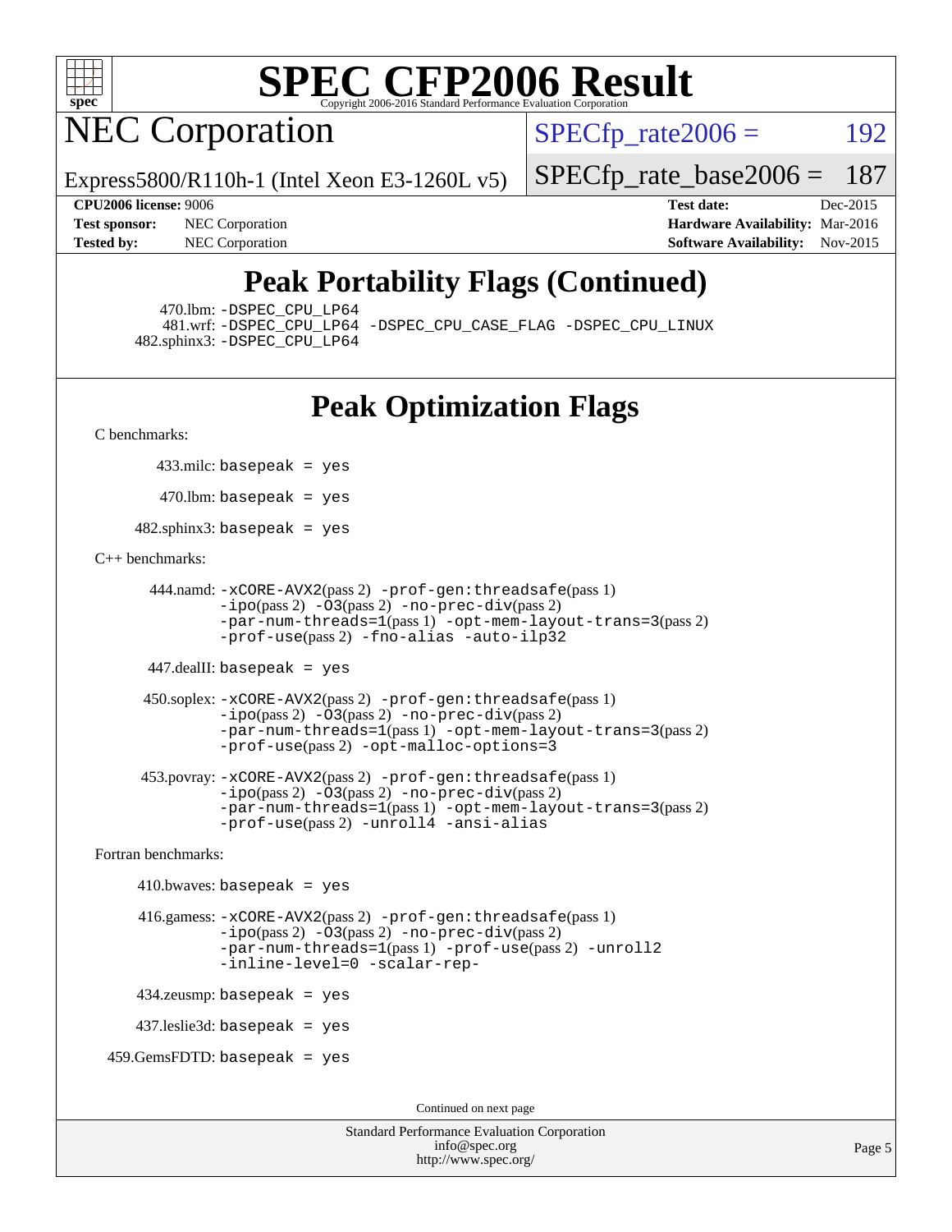# SPEC CFP2006 Result

Copyright 2006-2016 Standard Performance Evaluation Corporation

## NEC Corporation

Express5800/R110h-1 (Intel Xeon E3-1260L v5)

SPECfp_rate2006 = 192

SPECfp_rate_base2006 = 187

| | | | |
|---|---|---|---|
| **CPU2006 license:** | 9006 | **Test date:** | Dec-2015 |
| **Test sponsor:** | NEC Corporation | **Hardware Availability:** | Mar-2016 |
| **Tested by:** | NEC Corporation | **Software Availability:** | Nov-2015 |

## Peak Portability Flags (Continued)

470.lbm: -DSPEC_CPU_LP64
481.wrf: -DSPEC_CPU_LP64 -DSPEC_CPU_CASE_FLAG -DSPEC_CPU_LINUX
482.sphinx3: -DSPEC_CPU_LP64

## Peak Optimization Flags

C benchmarks:

433.milc: basepeak = yes

470.lbm: basepeak = yes

482.sphinx3: basepeak = yes

C++ benchmarks:

444.namd: -xCORE-AVX2(pass 2) -prof-gen:threadsafe(pass 1) -ipo(pass 2) -O3(pass 2) -no-prec-div(pass 2) -par-num-threads=1(pass 1) -opt-mem-layout-trans=3(pass 2) -prof-use(pass 2) -fno-alias -auto-ilp32

447.dealII: basepeak = yes

450.soplex: -xCORE-AVX2(pass 2) -prof-gen:threadsafe(pass 1) -ipo(pass 2) -O3(pass 2) -no-prec-div(pass 2) -par-num-threads=1(pass 1) -opt-mem-layout-trans=3(pass 2) -prof-use(pass 2) -opt-malloc-options=3

453.povray: -xCORE-AVX2(pass 2) -prof-gen:threadsafe(pass 1) -ipo(pass 2) -O3(pass 2) -no-prec-div(pass 2) -par-num-threads=1(pass 1) -opt-mem-layout-trans=3(pass 2) -prof-use(pass 2) -unroll4 -ansi-alias

Fortran benchmarks:

410.bwaves: basepeak = yes

416.gamess: -xCORE-AVX2(pass 2) -prof-gen:threadsafe(pass 1) -ipo(pass 2) -O3(pass 2) -no-prec-div(pass 2) -par-num-threads=1(pass 1) -prof-use(pass 2) -unroll2 -inline-level=0 -scalar-rep-

434.zeusmp: basepeak = yes

437.leslie3d: basepeak = yes

459.GemsFDTD: basepeak = yes

Continued on next page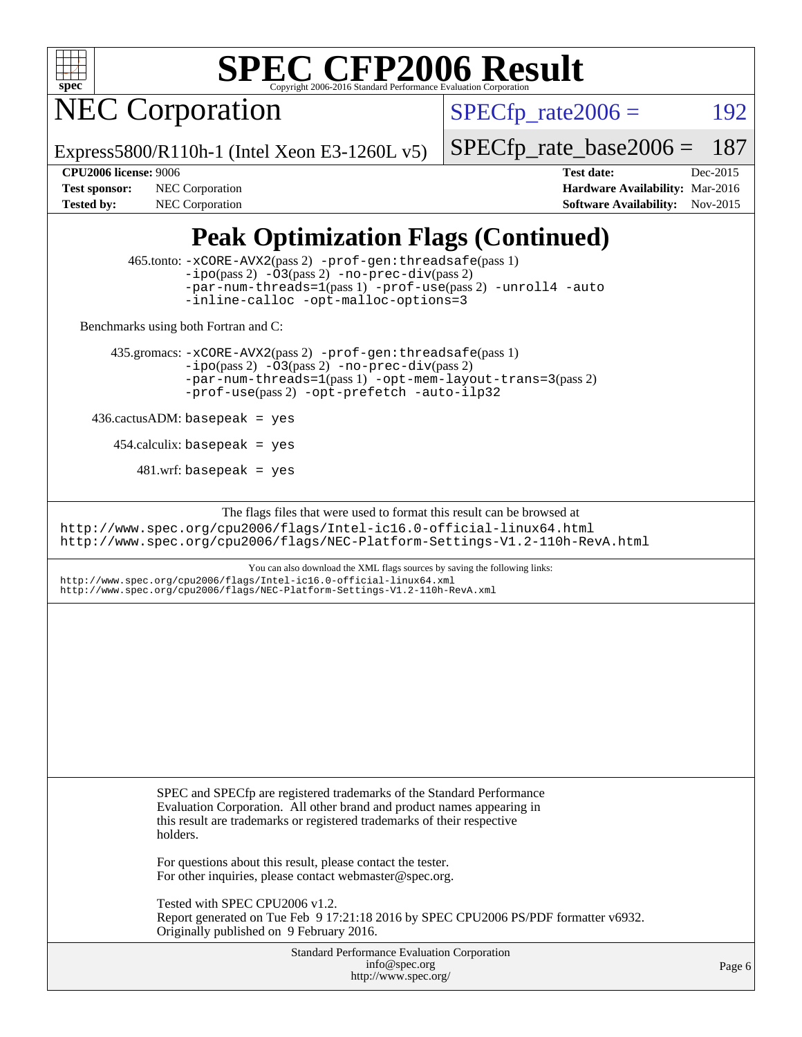# SPEC CFP2006 Result

Copyright 2006-2016 Standard Performance Evaluation Corporation

## NEC Corporation

Express5800/R110h-1 (Intel Xeon E3-1260L v5)

SPECfp_rate2006 = 192

SPECfp_rate_base2006 = 187

| | | | |
|---|---|---|---|
| **CPU2006 license:** 9006 | | **Test date:** | Dec-2015 |
| **Test sponsor:** | NEC Corporation | **Hardware Availability:** | Mar-2016 |
| **Tested by:** | NEC Corporation | **Software Availability:** | Nov-2015 |

## Peak Optimization Flags (Continued)

465.tonto: -xCORE-AVX2(pass 2) -prof-gen:threadsafe(pass 1) -ipo(pass 2) -O3(pass 2) -no-prec-div(pass 2) -par-num-threads=1(pass 1) -prof-use(pass 2) -unroll4 -auto -inline-calloc -opt-malloc-options=3

Benchmarks using both Fortran and C:

435.gromacs: -xCORE-AVX2(pass 2) -prof-gen:threadsafe(pass 1) -ipo(pass 2) -O3(pass 2) -no-prec-div(pass 2) -par-num-threads=1(pass 1) -opt-mem-layout-trans=3(pass 2) -prof-use(pass 2) -opt-prefetch -auto-ilp32

436.cactusADM: basepeak = yes

454.calculix: basepeak = yes

481.wrf: basepeak = yes

The flags files that were used to format this result can be browsed at
http://www.spec.org/cpu2006/flags/Intel-ic16.0-official-linux64.html
http://www.spec.org/cpu2006/flags/NEC-Platform-Settings-V1.2-110h-RevA.html

You can also download the XML flags sources by saving the following links:
http://www.spec.org/cpu2006/flags/Intel-ic16.0-official-linux64.xml
http://www.spec.org/cpu2006/flags/NEC-Platform-Settings-V1.2-110h-RevA.xml

SPEC and SPECfp are registered trademarks of the Standard Performance Evaluation Corporation. All other brand and product names appearing in this result are trademarks or registered trademarks of their respective holders.

For questions about this result, please contact the tester.
For other inquiries, please contact webmaster@spec.org.

Tested with SPEC CPU2006 v1.2.
Report generated on Tue Feb 9 17:21:18 2016 by SPEC CPU2006 PS/PDF formatter v6932.
Originally published on 9 February 2016.

Standard Performance Evaluation Corporation
info@spec.org
http://www.spec.org/